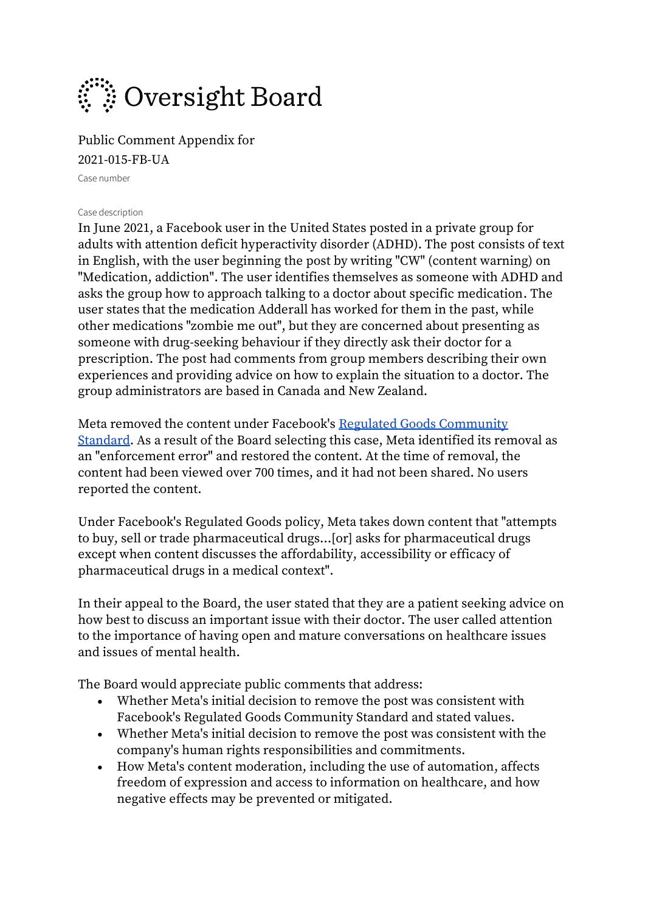# Oversight Board

Public Comment Appendix for
2021-015-FB-UA
Case number

Case description

In June 2021, a Facebook user in the United States posted in a private group for adults with attention deficit hyperactivity disorder (ADHD). The post consists of text in English, with the user beginning the post by writing "CW" (content warning) on "Medication, addiction". The user identifies themselves as someone with ADHD and asks the group how to approach talking to a doctor about specific medication. The user states that the medication Adderall has worked for them in the past, while other medications "zombie me out", but they are concerned about presenting as someone with drug-seeking behaviour if they directly ask their doctor for a prescription. The post had comments from group members describing their own experiences and providing advice on how to explain the situation to a doctor. The group administrators are based in Canada and New Zealand.

Meta removed the content under Facebook's Regulated Goods Community Standard. As a result of the Board selecting this case, Meta identified its removal as an "enforcement error" and restored the content. At the time of removal, the content had been viewed over 700 times, and it had not been shared. No users reported the content.

Under Facebook's Regulated Goods policy, Meta takes down content that "attempts to buy, sell or trade pharmaceutical drugs...[or] asks for pharmaceutical drugs except when content discusses the affordability, accessibility or efficacy of pharmaceutical drugs in a medical context".

In their appeal to the Board, the user stated that they are a patient seeking advice on how best to discuss an important issue with their doctor. The user called attention to the importance of having open and mature conversations on healthcare issues and issues of mental health.

The Board would appreciate public comments that address:

- Whether Meta's initial decision to remove the post was consistent with Facebook's Regulated Goods Community Standard and stated values.
- Whether Meta's initial decision to remove the post was consistent with the company's human rights responsibilities and commitments.
- How Meta's content moderation, including the use of automation, affects freedom of expression and access to information on healthcare, and how negative effects may be prevented or mitigated.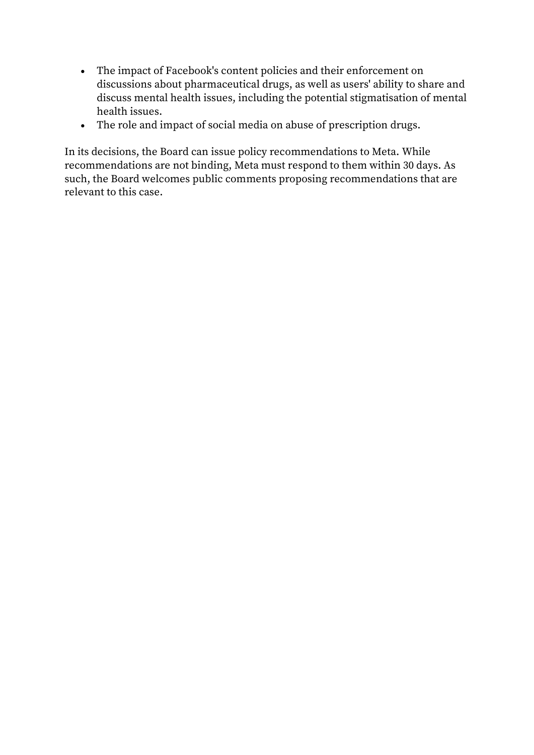- The impact of Facebook's content policies and their enforcement on discussions about pharmaceutical drugs, as well as users' ability to share and discuss mental health issues, including the potential stigmatisation of mental health issues.
- The role and impact of social media on abuse of prescription drugs.

In its decisions, the Board can issue policy recommendations to Meta. While recommendations are not binding, Meta must respond to them within 30 days. As such, the Board welcomes public comments proposing recommendations that are relevant to this case.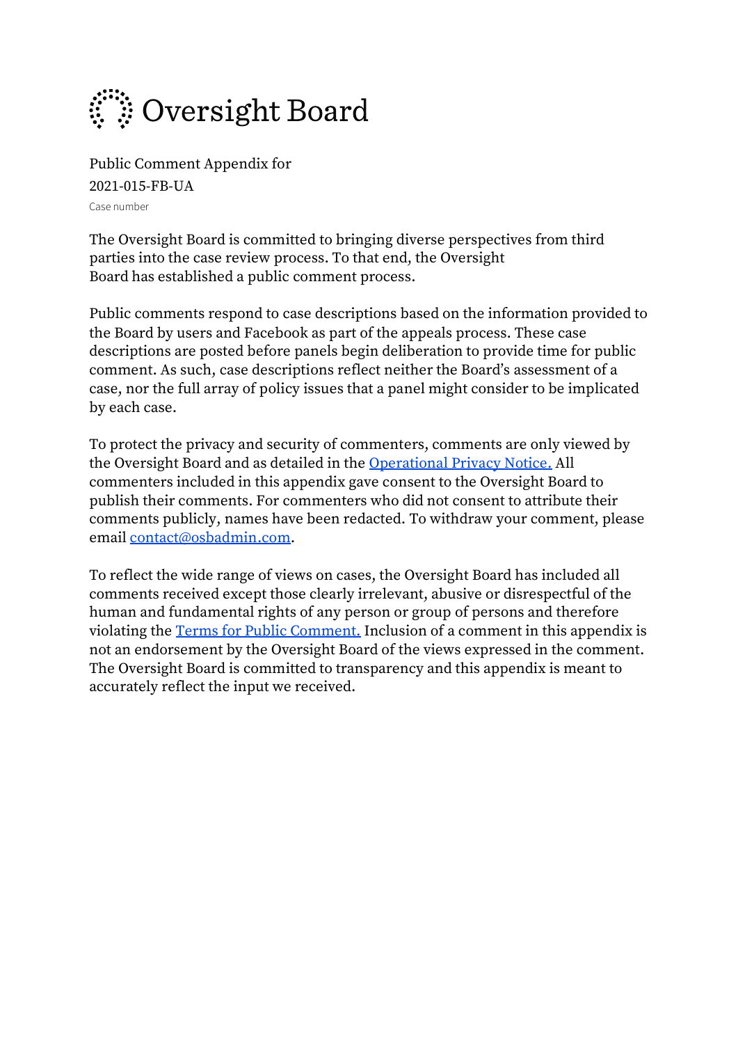# Oversight Board

Public Comment Appendix for
2021-015-FB-UA
Case number

The Oversight Board is committed to bringing diverse perspectives from third parties into the case review process. To that end, the Oversight Board has established a public comment process.

Public comments respond to case descriptions based on the information provided to the Board by users and Facebook as part of the appeals process. These case descriptions are posted before panels begin deliberation to provide time for public comment. As such, case descriptions reflect neither the Board's assessment of a case, nor the full array of policy issues that a panel might consider to be implicated by each case.

To protect the privacy and security of commenters, comments are only viewed by the Oversight Board and as detailed in the [Operational Privacy Notice.](#) All commenters included in this appendix gave consent to the Oversight Board to publish their comments. For commenters who did not consent to attribute their comments publicly, names have been redacted. To withdraw your comment, please email [contact@osbadmin.com](mailto:contact@osbadmin.com).

To reflect the wide range of views on cases, the Oversight Board has included all comments received except those clearly irrelevant, abusive or disrespectful of the human and fundamental rights of any person or group of persons and therefore violating the [Terms for Public Comment.](#) Inclusion of a comment in this appendix is not an endorsement by the Oversight Board of the views expressed in the comment. The Oversight Board is committed to transparency and this appendix is meant to accurately reflect the input we received.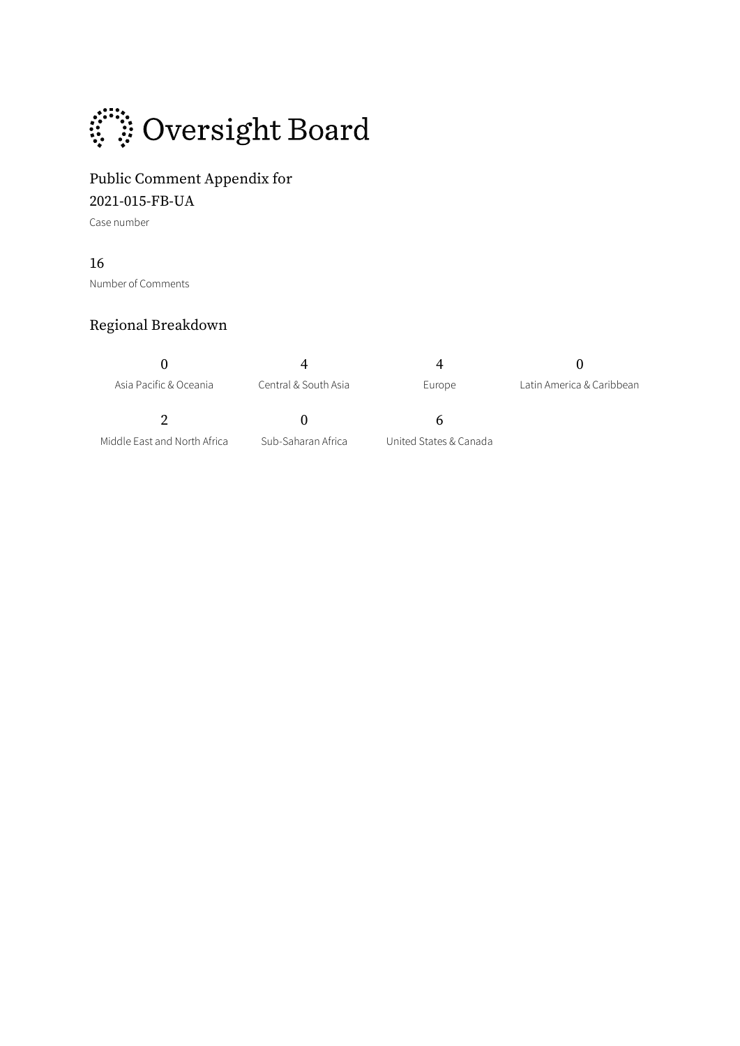# Oversight Board

## Public Comment Appendix for 2021-015-FB-UA

Case number

16

Number of Comments

## Regional Breakdown

| 0 | 4 | 4 | 0 |
|---|---|---|---|
| Asia Pacific & Oceania | Central & South Asia | Europe | Latin America & Caribbean |
| **2** | **0** | **6** | |
| Middle East and North Africa | Sub-Saharan Africa | United States & Canada | |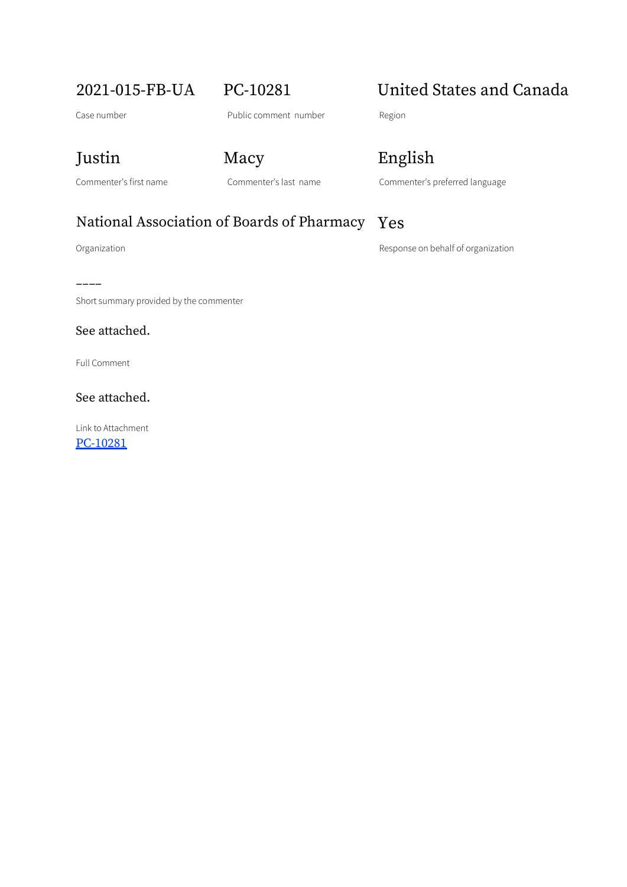2021-015-FB-UA

Case number

PC-10281

Public comment number

United States and Canada

Region

Justin

Commenter's first name

Macy

Commenter's last name

English

Commenter's preferred language

National Association of Boards of Pharmacy

Organization

Yes

Response on behalf of organization

––––

Short summary provided by the commenter

See attached.

Full Comment

See attached.

Link to Attachment

PC-10281